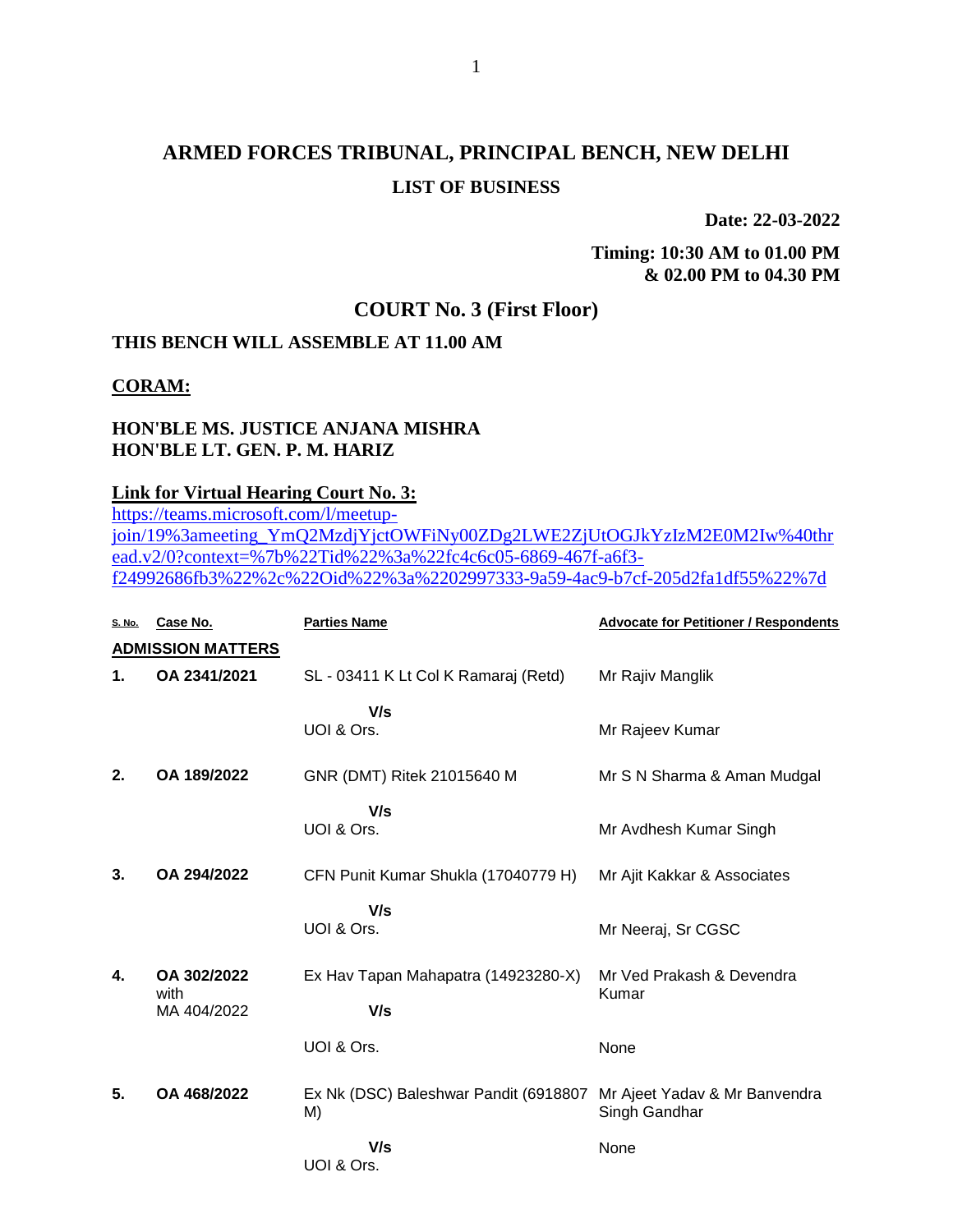# ARMED FORCES TRIBUNAL, PRINCIPAL BENCH, NEW DELHI

## LIST OF BUSINESS

**Date: 22-03-2022**

**Timing: 10:30 AM to 01.00 PM & 02.00 PM to 04.30 PM**

## COURT No. 3 (First Floor)

**THIS BENCH WILL ASSEMBLE AT 11.00 AM**

**CORAM:**

**HON'BLE MS. JUSTICE ANJANA MISHRA**
**HON'BLE LT. GEN. P. M. HARIZ**

**Link for Virtual Hearing Court No. 3:**
https://teams.microsoft.com/l/meetup-join/19%3ameeting_YmQ2MzdjYjctOWFiNy00ZDg2LWE2ZjUtOGJkYzIzM2E0M2Iw%40thread.v2/0?context=%7b%22Tid%22%3a%22fc4c6c05-6869-467f-a6f3-f24992686fb3%22%2c%22Oid%22%3a%2202997333-9a59-4ac9-b7cf-205d2fa1df55%22%7d

| S. No. | Case No. | Parties Name | Advocate for Petitioner / Respondents |
|---|---|---|---|
| **ADMISSION MATTERS** | | | |
| **1.** | **OA 2341/2021** | SL - 03411 K Lt Col K Ramaraj (Retd) | Mr Rajiv Manglik |
| | | **V/s** | |
| | | UOI & Ors. | Mr Rajeev Kumar |
| **2.** | **OA 189/2022** | GNR (DMT) Ritek 21015640 M | Mr S N Sharma & Aman Mudgal |
| | | **V/s** | |
| | | UOI & Ors. | Mr Avdhesh Kumar Singh |
| **3.** | **OA 294/2022** | CFN Punit Kumar Shukla (17040779 H) | Mr Ajit Kakkar & Associates |
| | | **V/s** | |
| | | UOI & Ors. | Mr Neeraj, Sr CGSC |
| **4.** | **OA 302/2022** with MA 404/2022 | Ex Hav Tapan Mahapatra (14923280-X) | Mr Ved Prakash & Devendra Kumar |
| | | **V/s** | |
| | | UOI & Ors. | None |
| **5.** | **OA 468/2022** | Ex Nk (DSC) Baleshwar Pandit (6918807 M) | Mr Ajeet Yadav & Mr Banvendra Singh Gandhar |
| | | **V/s** | None |
| | | UOI & Ors. | |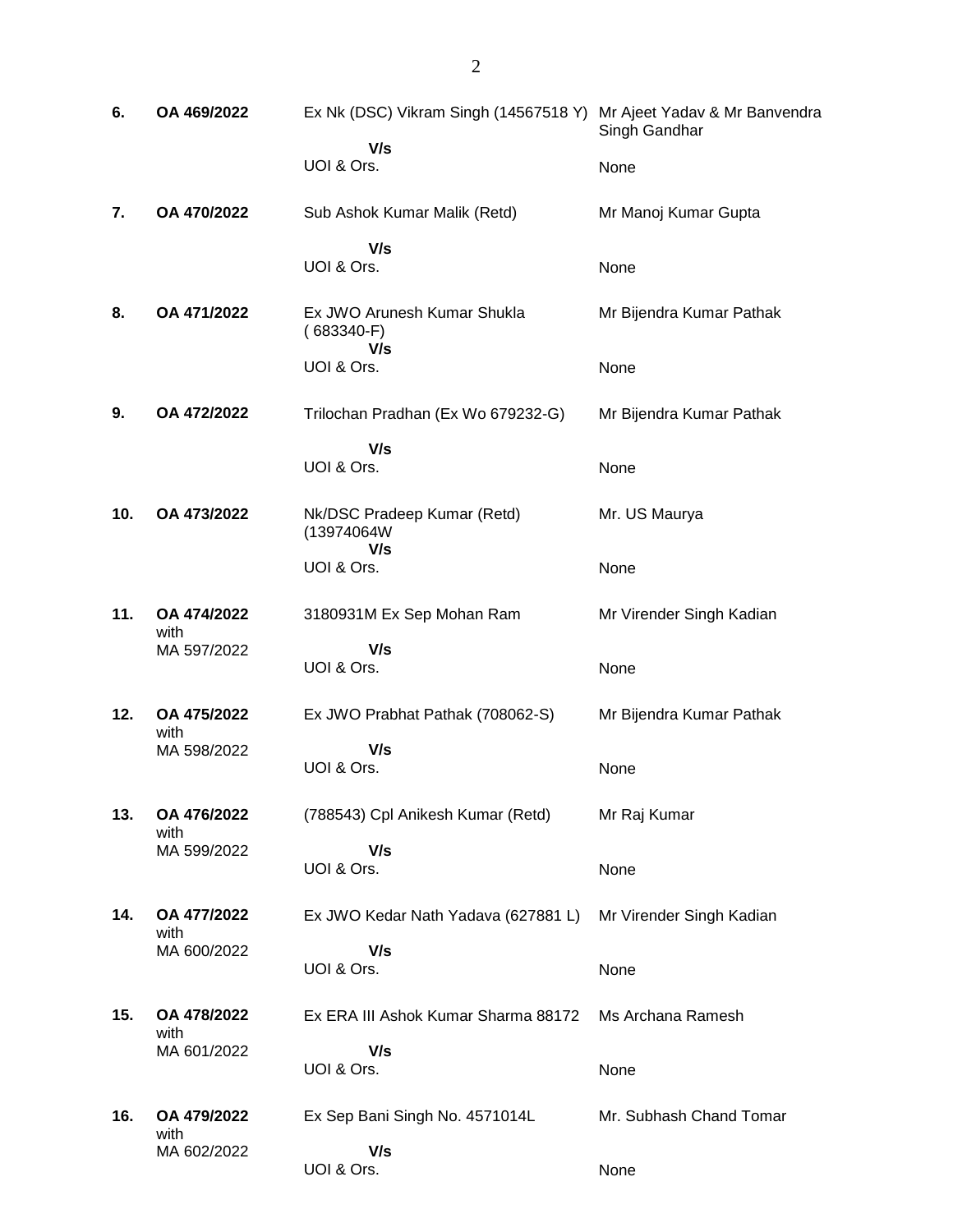| | | | |
|---|---|---|---|
| **6.** | **OA 469/2022** | Ex Nk (DSC) Vikram Singh (14567518 Y)<br>**V/s**<br>UOI & Ors. | Mr Ajeet Yadav & Mr Banvendra Singh Gandhar<br><br>None |
| **7.** | **OA 470/2022** | Sub Ashok Kumar Malik (Retd)<br>**V/s**<br>UOI & Ors. | Mr Manoj Kumar Gupta<br><br>None |
| **8.** | **OA 471/2022** | Ex JWO Arunesh Kumar Shukla ( 683340-F)<br>**V/s**<br>UOI & Ors. | Mr Bijendra Kumar Pathak<br><br>None |
| **9.** | **OA 472/2022** | Trilochan Pradhan (Ex Wo 679232-G)<br>**V/s**<br>UOI & Ors. | Mr Bijendra Kumar Pathak<br><br>None |
| **10.** | **OA 473/2022** | Nk/DSC Pradeep Kumar (Retd) (13974064W<br>**V/s**<br>UOI & Ors. | Mr. US Maurya<br><br>None |
| **11.** | **OA 474/2022** with MA 597/2022 | 3180931M Ex Sep Mohan Ram<br>**V/s**<br>UOI & Ors. | Mr Virender Singh Kadian<br><br>None |
| **12.** | **OA 475/2022** with MA 598/2022 | Ex JWO Prabhat Pathak (708062-S)<br>**V/s**<br>UOI & Ors. | Mr Bijendra Kumar Pathak<br><br>None |
| **13.** | **OA 476/2022** with MA 599/2022 | (788543) Cpl Anikesh Kumar (Retd)<br>**V/s**<br>UOI & Ors. | Mr Raj Kumar<br><br>None |
| **14.** | **OA 477/2022** with MA 600/2022 | Ex JWO Kedar Nath Yadava (627881 L)<br>**V/s**<br>UOI & Ors. | Mr Virender Singh Kadian<br><br>None |
| **15.** | **OA 478/2022** with MA 601/2022 | Ex ERA III Ashok Kumar Sharma 88172<br>**V/s**<br>UOI & Ors. | Ms Archana Ramesh<br><br>None |
| **16.** | **OA 479/2022** with MA 602/2022 | Ex Sep Bani Singh No. 4571014L<br>**V/s**<br>UOI & Ors. | Mr. Subhash Chand Tomar<br><br>None |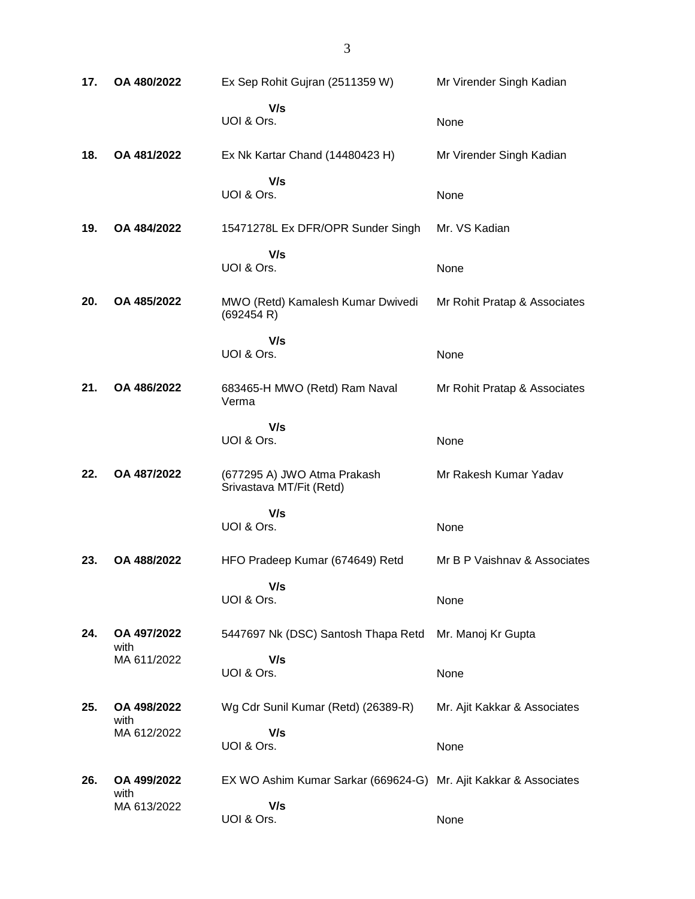| | | | |
|---|---|---|---|
| **17.** | **OA 480/2022** | Ex Sep Rohit Gujran (2511359 W)<br>**V/s**<br>UOI & Ors. | Mr Virender Singh Kadian<br><br>None |
| **18.** | **OA 481/2022** | Ex Nk Kartar Chand (14480423 H)<br>**V/s**<br>UOI & Ors. | Mr Virender Singh Kadian<br><br>None |
| **19.** | **OA 484/2022** | 15471278L Ex DFR/OPR Sunder Singh<br>**V/s**<br>UOI & Ors. | Mr. VS Kadian<br><br>None |
| **20.** | **OA 485/2022** | MWO (Retd) Kamalesh Kumar Dwivedi (692454 R)<br>**V/s**<br>UOI & Ors. | Mr Rohit Pratap & Associates<br><br>None |
| **21.** | **OA 486/2022** | 683465-H MWO (Retd) Ram Naval Verma<br>**V/s**<br>UOI & Ors. | Mr Rohit Pratap & Associates<br><br>None |
| **22.** | **OA 487/2022** | (677295 A) JWO Atma Prakash Srivastava MT/Fit (Retd)<br>**V/s**<br>UOI & Ors. | Mr Rakesh Kumar Yadav<br><br>None |
| **23.** | **OA 488/2022** | HFO Pradeep Kumar (674649) Retd<br>**V/s**<br>UOI & Ors. | Mr B P Vaishnav & Associates<br><br>None |
| **24.** | **OA 497/2022** with MA 611/2022 | 5447697 Nk (DSC) Santosh Thapa Retd<br>**V/s**<br>UOI & Ors. | Mr. Manoj Kr Gupta<br><br>None |
| **25.** | **OA 498/2022** with MA 612/2022 | Wg Cdr Sunil Kumar (Retd) (26389-R)<br>**V/s**<br>UOI & Ors. | Mr. Ajit Kakkar & Associates<br><br>None |
| **26.** | **OA 499/2022** with MA 613/2022 | EX WO Ashim Kumar Sarkar (669624-G)<br>**V/s**<br>UOI & Ors. | Mr. Ajit Kakkar & Associates<br><br>None |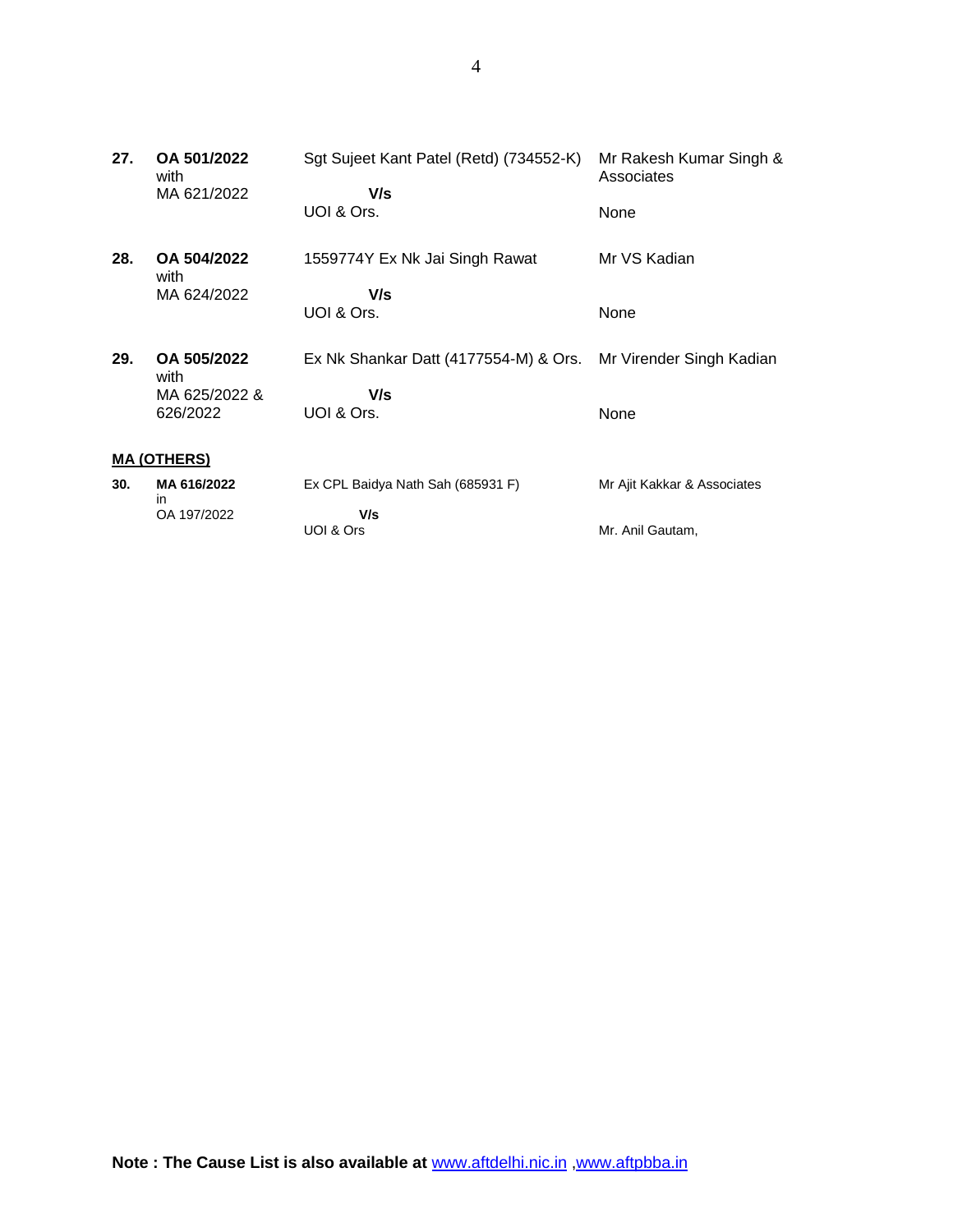| | | | |
|---|---|---|---|
| **27.** | **OA 501/2022** with MA 621/2022 | Sgt Sujeet Kant Patel (Retd) (734552-K) **V/s** UOI & Ors. | Mr Rakesh Kumar Singh & Associates None |
| **28.** | **OA 504/2022** with MA 624/2022 | 1559774Y Ex Nk Jai Singh Rawat **V/s** UOI & Ors. | Mr VS Kadian None |
| **29.** | **OA 505/2022** with MA 625/2022 & 626/2022 | Ex Nk Shankar Datt (4177554-M) & Ors. **V/s** UOI & Ors. | Mr Virender Singh Kadian None |

**MA (OTHERS)**

| | | | |
|---|---|---|---|
| **30.** | **MA 616/2022** in OA 197/2022 | Ex CPL Baidya Nath Sah (685931 F) **V/s** UOI & Ors | Mr Ajit Kakkar & Associates Mr. Anil Gautam, |

**Note : The Cause List is also available at** www.aftdelhi.nic.in ,www.aftpbba.in